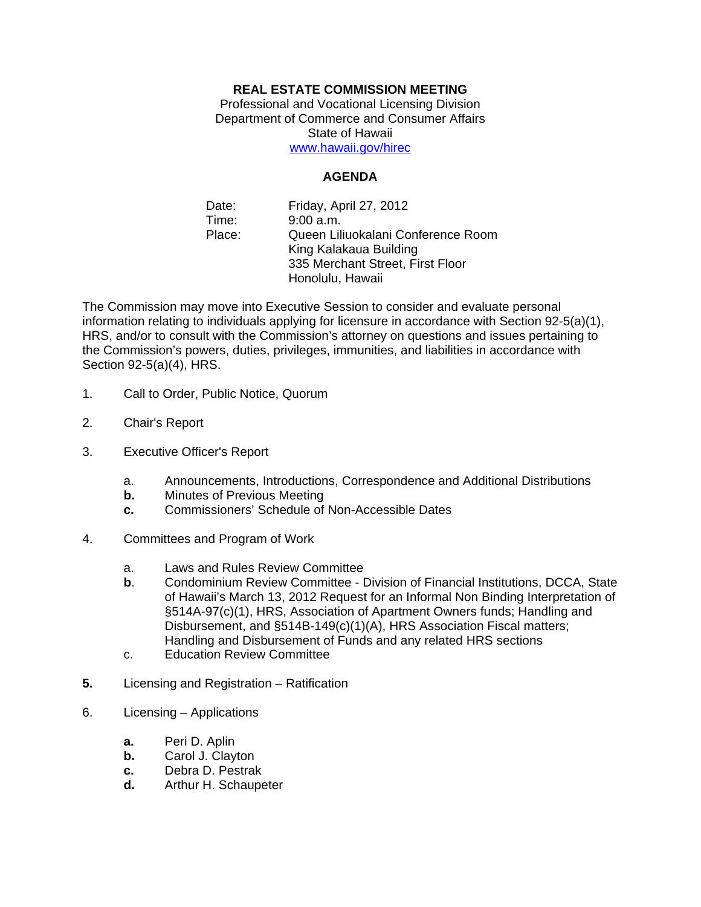# REAL ESTATE COMMISSION MEETING

Professional and Vocational Licensing Division
Department of Commerce and Consumer Affairs
State of Hawaii
www.hawaii.gov/hirec

## AGENDA

Date: Friday, April 27, 2012
Time: 9:00 a.m.
Place: Queen Liliuokalani Conference Room
King Kalakaua Building
335 Merchant Street, First Floor
Honolulu, Hawaii

The Commission may move into Executive Session to consider and evaluate personal information relating to individuals applying for licensure in accordance with Section 92-5(a)(1), HRS, and/or to consult with the Commission's attorney on questions and issues pertaining to the Commission's powers, duties, privileges, immunities, and liabilities in accordance with Section 92-5(a)(4), HRS.

1. Call to Order, Public Notice, Quorum

2. Chair's Report

3. Executive Officer's Report

   a. Announcements, Introductions, Correspondence and Additional Distributions
   **b.** Minutes of Previous Meeting
   **c.** Commissioners' Schedule of Non-Accessible Dates

4. Committees and Program of Work

   a. Laws and Rules Review Committee
   **b**. Condominium Review Committee - Division of Financial Institutions, DCCA, State of Hawaii's March 13, 2012 Request for an Informal Non Binding Interpretation of §514A-97(c)(1), HRS, Association of Apartment Owners funds; Handling and Disbursement, and §514B-149(c)(1)(A), HRS Association Fiscal matters; Handling and Disbursement of Funds and any related HRS sections
   c. Education Review Committee

**5.** Licensing and Registration – Ratification

6. Licensing – Applications

   **a.** Peri D. Aplin
   **b.** Carol J. Clayton
   **c.** Debra D. Pestrak
   **d.** Arthur H. Schaupeter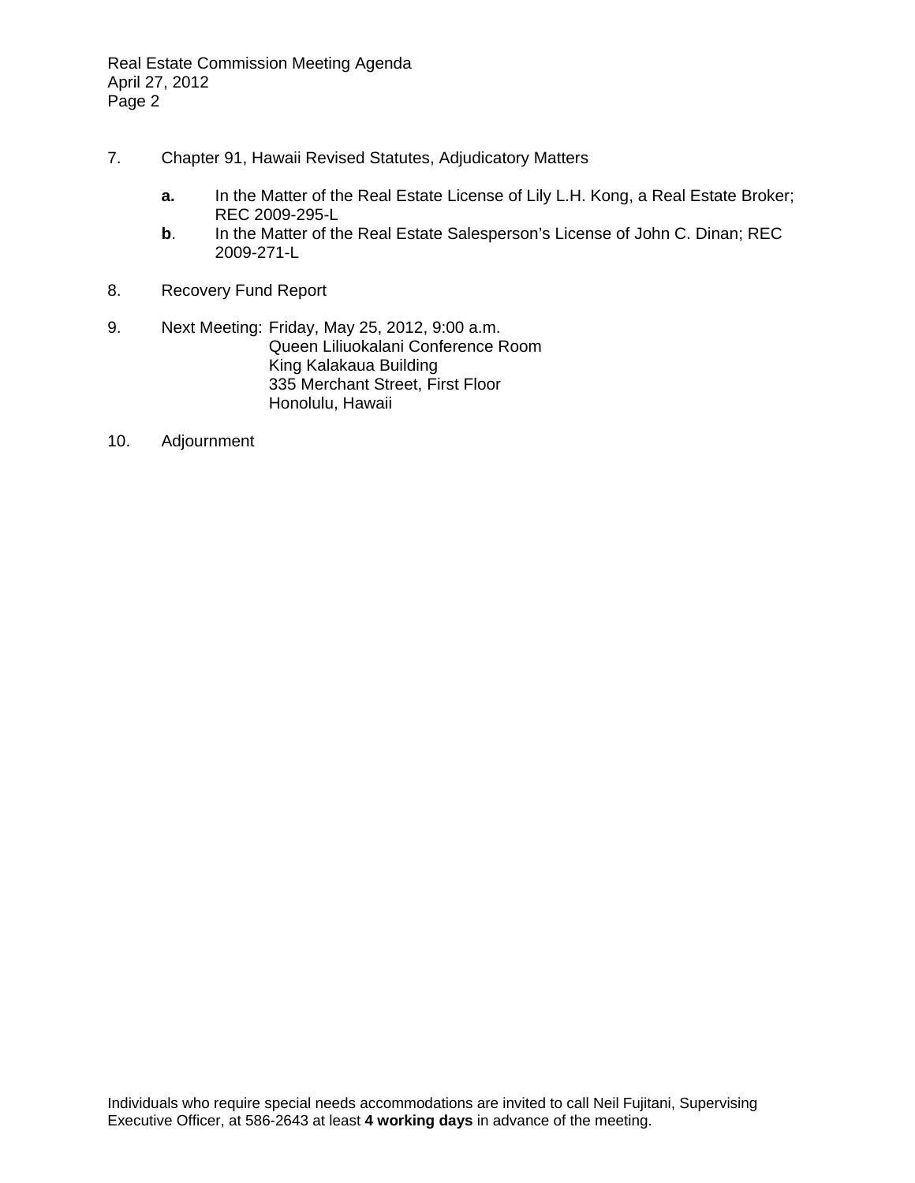7. Chapter 91, Hawaii Revised Statutes, Adjudicatory Matters

   **a.** In the Matter of the Real Estate License of Lily L.H. Kong, a Real Estate Broker; REC 2009-295-L

   **b**. In the Matter of the Real Estate Salesperson's License of John C. Dinan; REC 2009-271-L

8. Recovery Fund Report

9. Next Meeting: Friday, May 25, 2012, 9:00 a.m.
   Queen Liliuokalani Conference Room
   King Kalakaua Building
   335 Merchant Street, First Floor
   Honolulu, Hawaii

10. Adjournment

Individuals who require special needs accommodations are invited to call Neil Fujitani, Supervising Executive Officer, at 586-2643 at least **4 working days** in advance of the meeting.